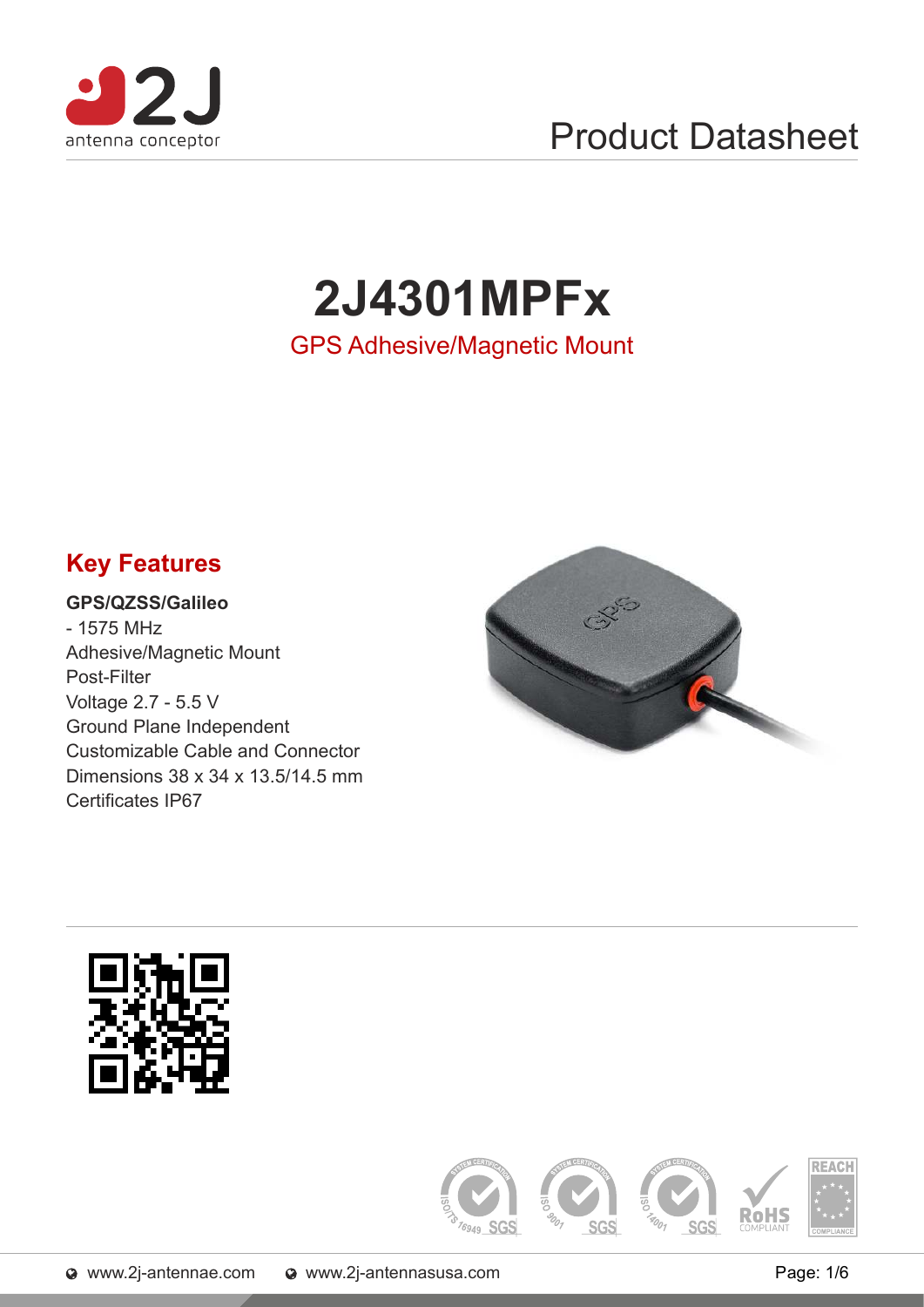Product Datasheet

# 2J4301MPFx

GPS Adhesive/Magnetic Mount

## Key Features

**GPS/QZSS/Galileo**
- 1575 MHz

Adhesive/Magnetic Mount
Post-Filter
Voltage 2.7 - 5.5 V
Ground Plane Independent
Customizable Cable and Connector
Dimensions 38 x 34 x 13.5/14.5 mm
Certificates IP67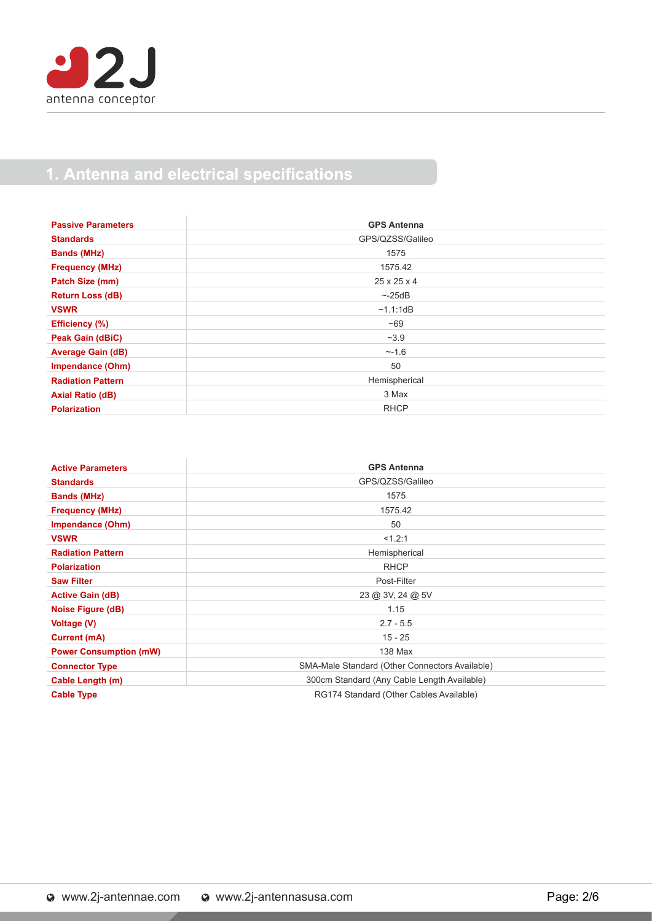## 1. Antenna and electrical specifications

| Passive Parameters | GPS Antenna |
|---|---|
| Standards | GPS/QZSS/Galileo |
| Bands (MHz) | 1575 |
| Frequency (MHz) | 1575.42 |
| Patch Size (mm) | 25 x 25 x 4 |
| Return Loss (dB) | ~-25dB |
| VSWR | ~1.1:1dB |
| Efficiency (%) | ~69 |
| Peak Gain (dBiC) | ~3.9 |
| Average Gain (dB) | ~-1.6 |
| Impendance (Ohm) | 50 |
| Radiation Pattern | Hemispherical |
| Axial Ratio (dB) | 3 Max |
| Polarization | RHCP |

| Active Parameters | GPS Antenna |
|---|---|
| Standards | GPS/QZSS/Galileo |
| Bands (MHz) | 1575 |
| Frequency (MHz) | 1575.42 |
| Impendance (Ohm) | 50 |
| VSWR | <1.2:1 |
| Radiation Pattern | Hemispherical |
| Polarization | RHCP |
| Saw Filter | Post-Filter |
| Active Gain (dB) | 23 @ 3V, 24 @ 5V |
| Noise Figure (dB) | 1.15 |
| Voltage (V) | 2.7 - 5.5 |
| Current (mA) | 15 - 25 |
| Power Consumption (mW) | 138 Max |
| Connector Type | SMA-Male Standard (Other Connectors Available) |
| Cable Length (m) | 300cm Standard (Any Cable Length Available) |
| Cable Type | RG174 Standard (Other Cables Available) |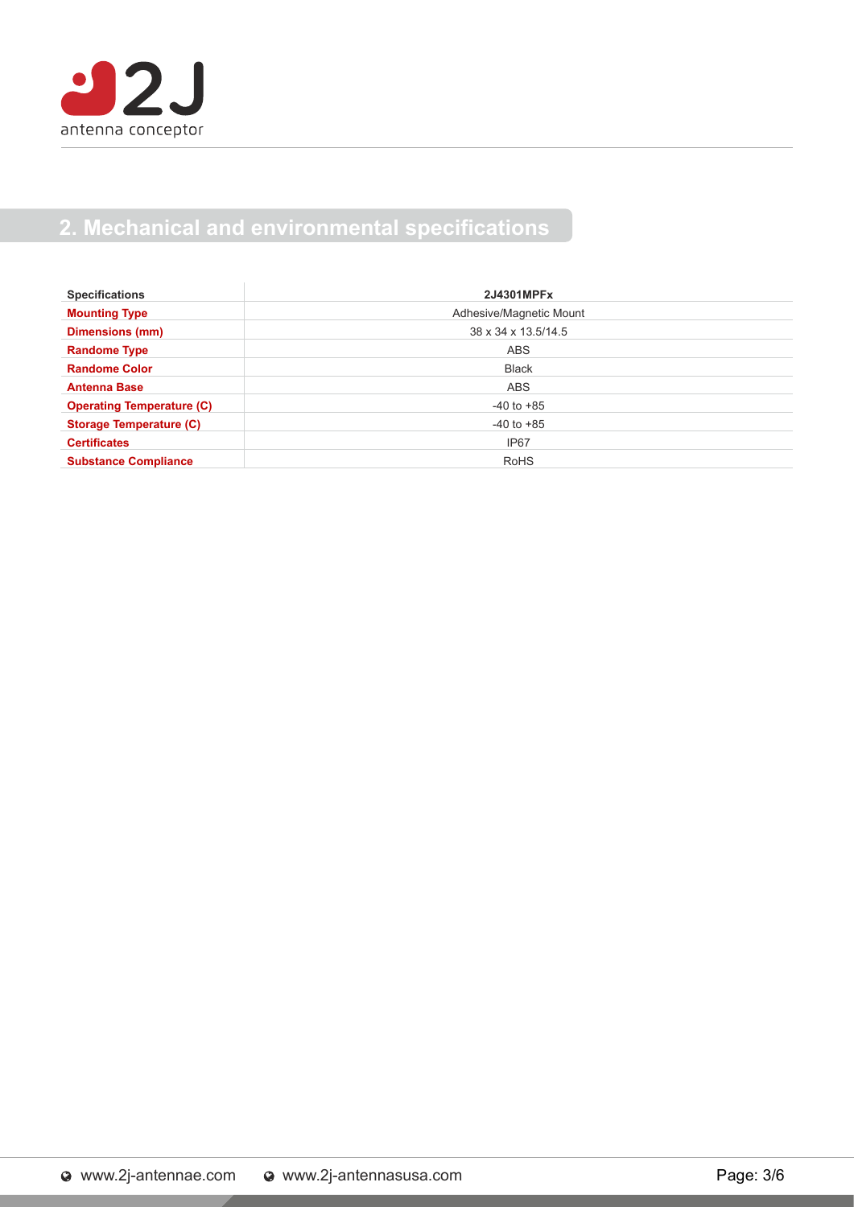## 2. Mechanical and environmental specifications

| Specifications | 2J4301MPFx |
|---|---|
| **Mounting Type** | Adhesive/Magnetic Mount |
| **Dimensions (mm)** | 38 x 34 x 13.5/14.5 |
| **Randome Type** | ABS |
| **Randome Color** | Black |
| **Antenna Base** | ABS |
| **Operating Temperature (C)** | -40 to +85 |
| **Storage Temperature (C)** | -40 to +85 |
| **Certificates** | IP67 |
| **Substance Compliance** | RoHS |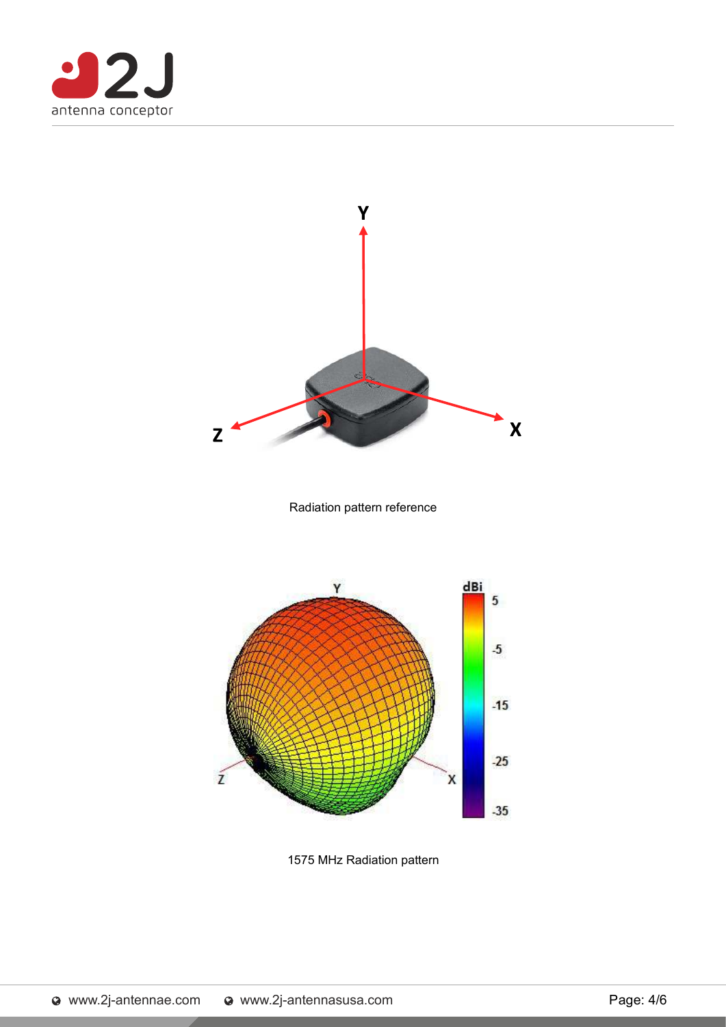Radiation pattern reference

1575 MHz Radiation pattern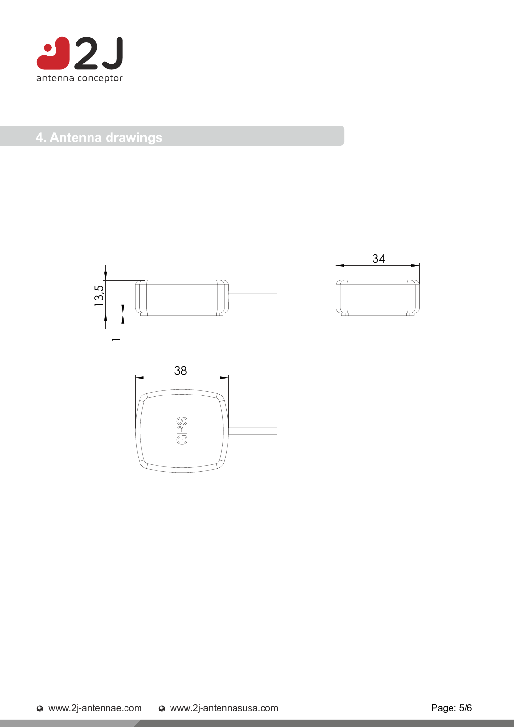## 4. Antenna drawings

13,5

1

34

38

GPS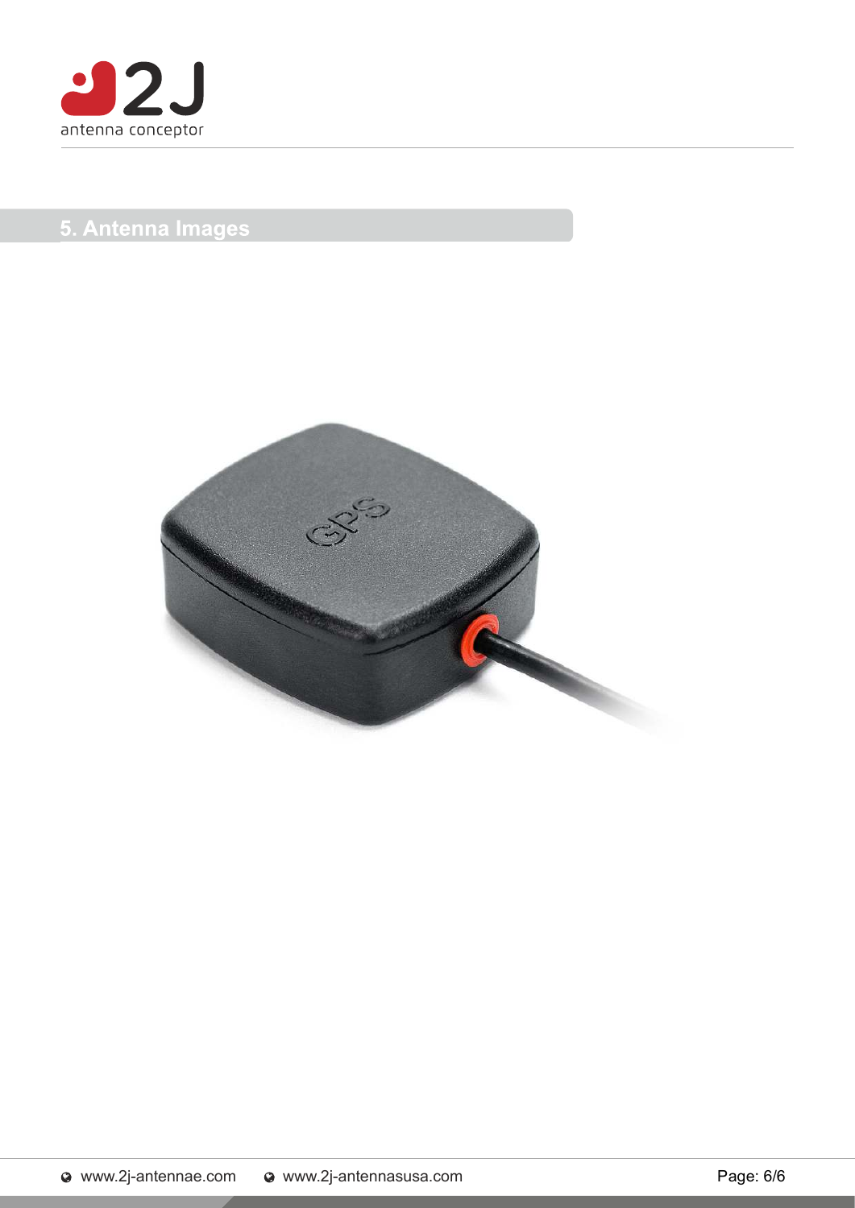## 5. Antenna Images